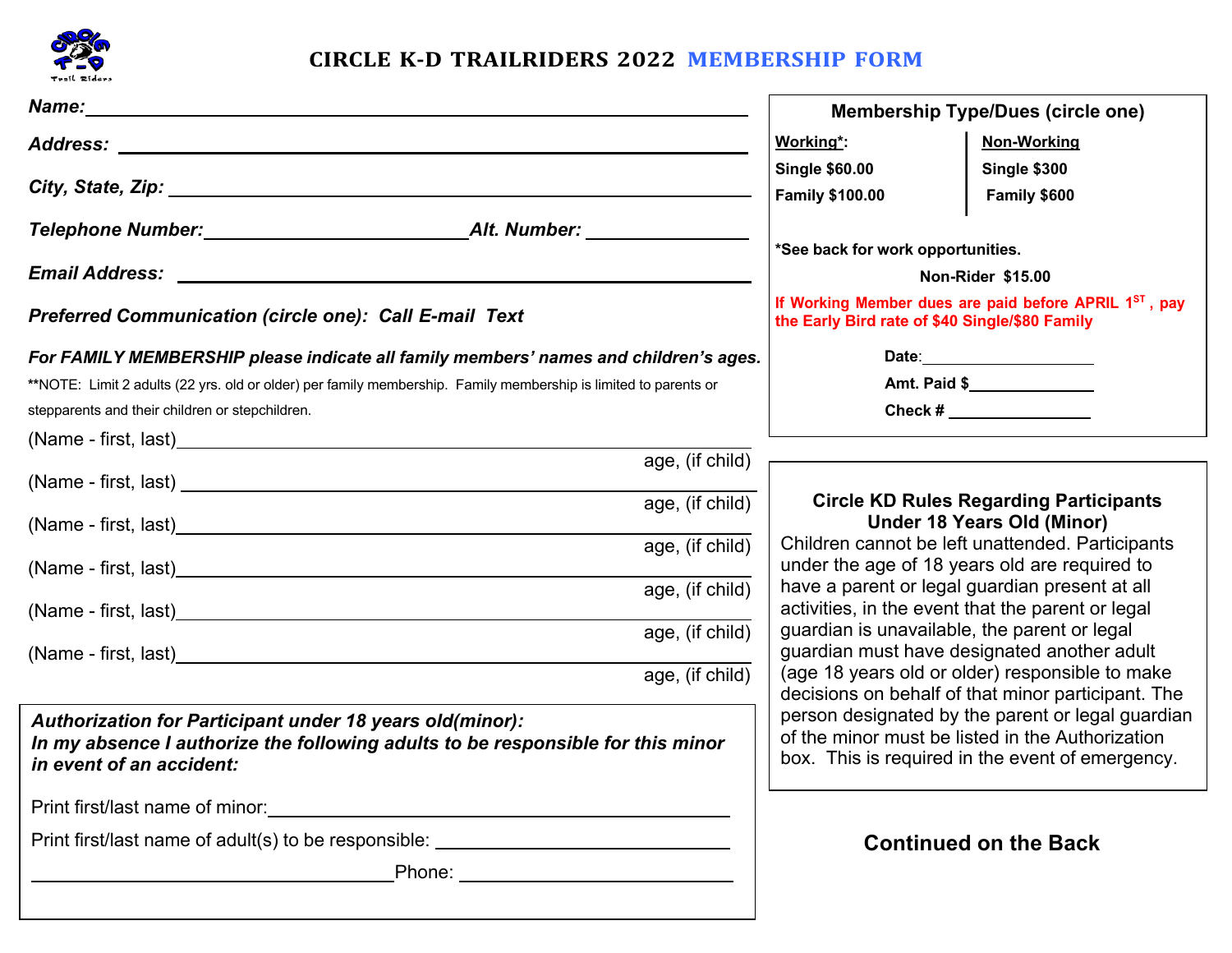# CIRCLE K-D TRAILRIDERS 2022 MEMBERSHIP FORM

***Name:*** ______________________________________________

***Address:*** ______________________________________________

***City, State, Zip:*** ______________________________________________

***Telephone Number:*** ________________________ ***Alt. Number:*** ________________

***Email Address:*** ______________________________________________

***Preferred Communication (circle one): Call E-mail Text***

***For FAMILY MEMBERSHIP please indicate all family members' names and children's ages.***

**NOTE: Limit 2 adults (22 yrs. old or older) per family membership. Family membership is limited to parents or stepparents and their children or stepchildren.

(Name - first, last) ______________________________________________
age, (if child)

(Name - first, last) ______________________________________________
age, (if child)

(Name - first, last) ______________________________________________
age, (if child)

(Name - first, last) ______________________________________________
age, (if child)

(Name - first, last) ______________________________________________
age, (if child)

(Name - first, last) ______________________________________________
age, (if child)

***Authorization for Participant under 18 years old(minor):***
***In my absence I authorize the following adults to be responsible for this minor in event of an accident:***

Print first/last name of minor: ______________________________________________

Print first/last name of adult(s) to be responsible: ______________________________

______________________________ Phone: ______________________________

## Membership Type/Dues (circle one)

| **Working*:** | **Non-Working** |
|---|---|
| **Single $60.00** | **Single $300** |
| **Family $100.00** | **Family $600** |

***See back for work opportunities.**

**Non-Rider $15.00**

**If Working Member dues are paid before APRIL 1ST, pay the Early Bird rate of $40 Single/$80 Family**

**Date**: ____________________

**Amt. Paid $** ____________________

**Check #** ____________________

### Circle KD Rules Regarding Participants Under 18 Years Old (Minor)

Children cannot be left unattended. Participants under the age of 18 years old are required to have a parent or legal guardian present at all activities, in the event that the parent or legal guardian is unavailable, the parent or legal guardian must have designated another adult (age 18 years old or older) responsible to make decisions on behalf of that minor participant. The person designated by the parent or legal guardian of the minor must be listed in the Authorization box. This is required in the event of emergency.

**Continued on the Back**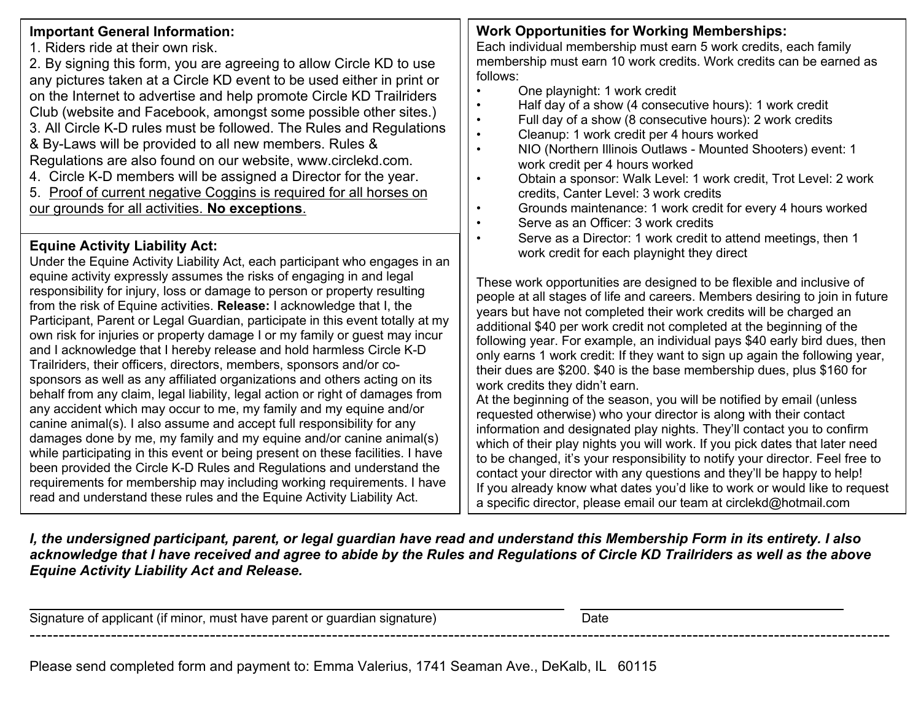**Important General Information:**

1. Riders ride at their own risk.
2. By signing this form, you are agreeing to allow Circle KD to use any pictures taken at a Circle KD event to be used either in print or on the Internet to advertise and help promote Circle KD Trailriders Club (website and Facebook, amongst some possible other sites.)
3. All Circle K-D rules must be followed. The Rules and Regulations & By-Laws will be provided to all new members. Rules & Regulations are also found on our website, www.circlekd.com.
4. Circle K-D members will be assigned a Director for the year.
5. Proof of current negative Coggins is required for all horses on our grounds for all activities. **No exceptions**.

**Equine Activity Liability Act:**

Under the Equine Activity Liability Act, each participant who engages in an equine activity expressly assumes the risks of engaging in and legal responsibility for injury, loss or damage to person or property resulting from the risk of Equine activities. **Release:** I acknowledge that I, the Participant, Parent or Legal Guardian, participate in this event totally at my own risk for injuries or property damage I or my family or guest may incur and I acknowledge that I hereby release and hold harmless Circle K-D Trailriders, their officers, directors, members, sponsors and/or co-sponsors as well as any affiliated organizations and others acting on its behalf from any claim, legal liability, legal action or right of damages from any accident which may occur to me, my family and my equine and/or canine animal(s). I also assume and accept full responsibility for any damages done by me, my family and my equine and/or canine animal(s) while participating in this event or being present on these facilities. I have been provided the Circle K-D Rules and Regulations and understand the requirements for membership may including working requirements. I have read and understand these rules and the Equine Activity Liability Act.

**Work Opportunities for Working Memberships:**

Each individual membership must earn 5 work credits, each family membership must earn 10 work credits. Work credits can be earned as follows:

- One playnight: 1 work credit
- Half day of a show (4 consecutive hours): 1 work credit
- Full day of a show (8 consecutive hours): 2 work credits
- Cleanup: 1 work credit per 4 hours worked
- NIO (Northern Illinois Outlaws - Mounted Shooters) event: 1 work credit per 4 hours worked
- Obtain a sponsor: Walk Level: 1 work credit, Trot Level: 2 work credits, Canter Level: 3 work credits
- Grounds maintenance: 1 work credit for every 4 hours worked
- Serve as an Officer: 3 work credits
- Serve as a Director: 1 work credit to attend meetings, then 1 work credit for each playnight they direct

These work opportunities are designed to be flexible and inclusive of people at all stages of life and careers. Members desiring to join in future years but have not completed their work credits will be charged an additional $40 per work credit not completed at the beginning of the following year. For example, an individual pays $40 early bird dues, then only earns 1 work credit: If they want to sign up again the following year, their dues are $200. $40 is the base membership dues, plus $160 for work credits they didn't earn.

At the beginning of the season, you will be notified by email (unless requested otherwise) who your director is along with their contact information and designated play nights. They'll contact you to confirm which of their play nights you will work. If you pick dates that later need to be changed, it's your responsibility to notify your director. Feel free to contact your director with any questions and they'll be happy to help!

If you already know what dates you'd like to work or would like to request a specific director, please email our team at circlekd@hotmail.com

***I, the undersigned participant, parent, or legal guardian have read and understand this Membership Form in its entirety. I also acknowledge that I have received and agree to abide by the Rules and Regulations of Circle KD Trailriders as well as the above Equine Activity Liability Act and Release.***

______________________________ Signature of applicant (if minor, must have parent or guardian signature)

______________________________ Date

---

Please send completed form and payment to: Emma Valerius, 1741 Seaman Ave., DeKalb, IL 60115